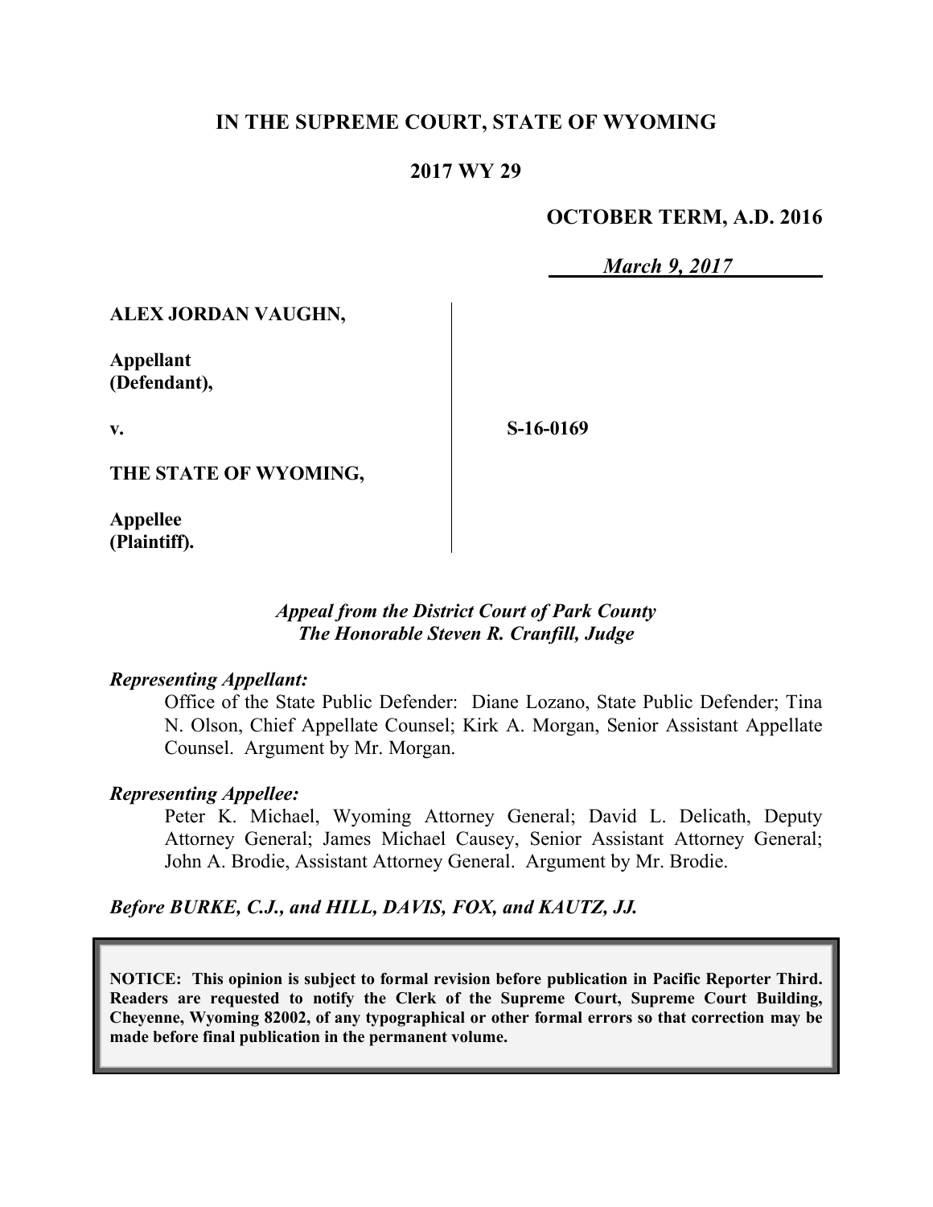# IN THE SUPREME COURT, STATE OF WYOMING

## 2017 WY 29

**OCTOBER TERM, A.D. 2016**

***March 9, 2017***

| | |
|---|---|
| **ALEX JORDAN VAUGHN,**<br><br>**Appellant (Defendant),**<br><br>**v.**<br><br>**THE STATE OF WYOMING,**<br><br>**Appellee (Plaintiff).** | **S-16-0169** |

***Appeal from the District Court of Park County***
***The Honorable Steven R. Cranfill, Judge***

***Representing Appellant:***

Office of the State Public Defender: Diane Lozano, State Public Defender; Tina N. Olson, Chief Appellate Counsel; Kirk A. Morgan, Senior Assistant Appellate Counsel. Argument by Mr. Morgan.

***Representing Appellee:***

Peter K. Michael, Wyoming Attorney General; David L. Delicath, Deputy Attorney General; James Michael Causey, Senior Assistant Attorney General; John A. Brodie, Assistant Attorney General. Argument by Mr. Brodie.

***Before BURKE, C.J., and HILL, DAVIS, FOX, and KAUTZ, JJ.***

**NOTICE: This opinion is subject to formal revision before publication in Pacific Reporter Third. Readers are requested to notify the Clerk of the Supreme Court, Supreme Court Building, Cheyenne, Wyoming 82002, of any typographical or other formal errors so that correction may be made before final publication in the permanent volume.**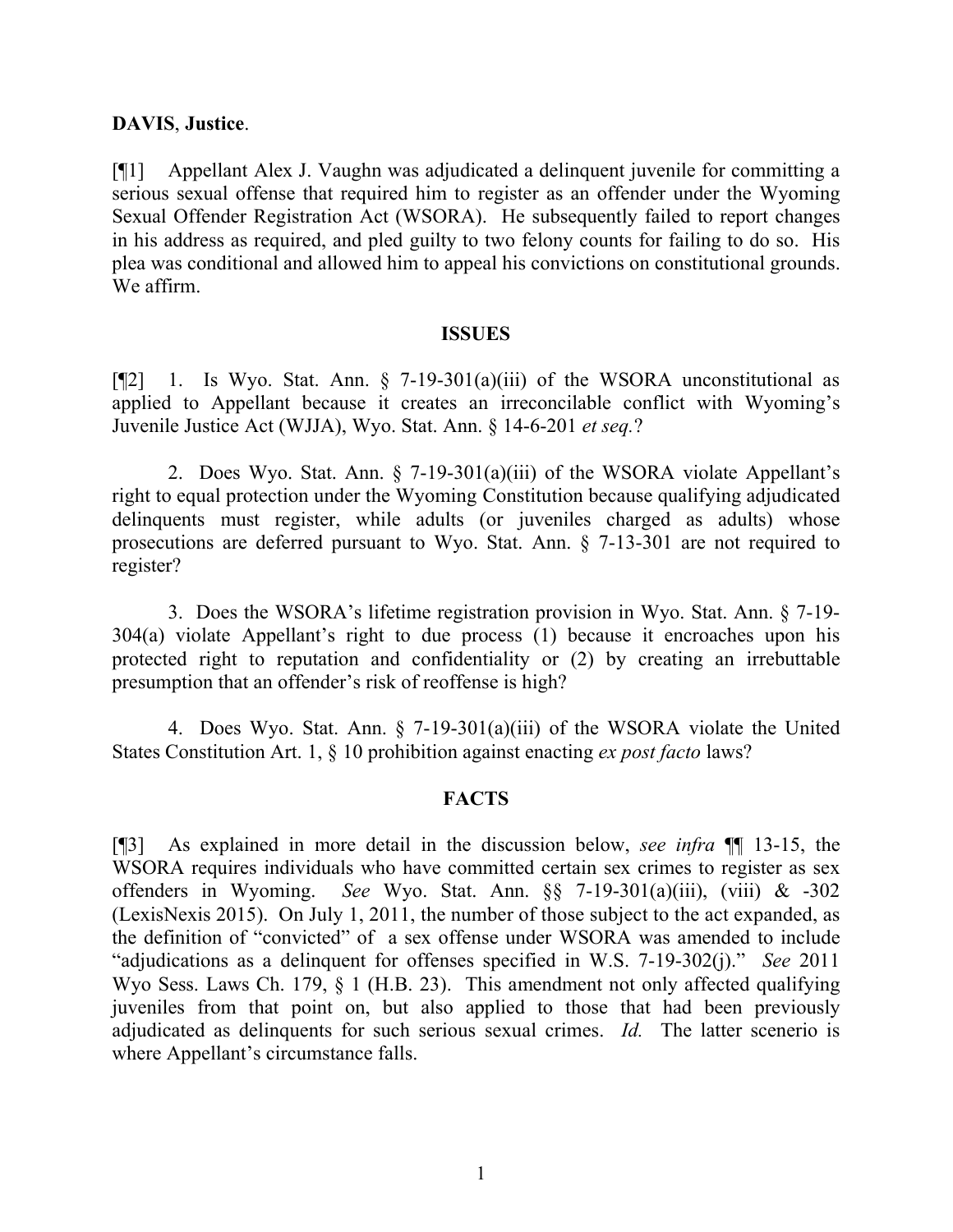**DAVIS**, **Justice**.

[¶1] Appellant Alex J. Vaughn was adjudicated a delinquent juvenile for committing a serious sexual offense that required him to register as an offender under the Wyoming Sexual Offender Registration Act (WSORA). He subsequently failed to report changes in his address as required, and pled guilty to two felony counts for failing to do so. His plea was conditional and allowed him to appeal his convictions on constitutional grounds. We affirm.

## ISSUES

[¶2] 1. Is Wyo. Stat. Ann. § 7-19-301(a)(iii) of the WSORA unconstitutional as applied to Appellant because it creates an irreconcilable conflict with Wyoming's Juvenile Justice Act (WJJA), Wyo. Stat. Ann. § 14-6-201 *et seq.*?

2. Does Wyo. Stat. Ann. § 7-19-301(a)(iii) of the WSORA violate Appellant's right to equal protection under the Wyoming Constitution because qualifying adjudicated delinquents must register, while adults (or juveniles charged as adults) whose prosecutions are deferred pursuant to Wyo. Stat. Ann. § 7-13-301 are not required to register?

3. Does the WSORA's lifetime registration provision in Wyo. Stat. Ann. § 7-19-304(a) violate Appellant's right to due process (1) because it encroaches upon his protected right to reputation and confidentiality or (2) by creating an irrebuttable presumption that an offender's risk of reoffense is high?

4. Does Wyo. Stat. Ann. § 7-19-301(a)(iii) of the WSORA violate the United States Constitution Art. 1, § 10 prohibition against enacting *ex post facto* laws?

## FACTS

[¶3] As explained in more detail in the discussion below, *see infra* ¶¶ 13-15, the WSORA requires individuals who have committed certain sex crimes to register as sex offenders in Wyoming. *See* Wyo. Stat. Ann. §§ 7-19-301(a)(iii), (viii) & -302 (LexisNexis 2015). On July 1, 2011, the number of those subject to the act expanded, as the definition of "convicted" of a sex offense under WSORA was amended to include "adjudications as a delinquent for offenses specified in W.S. 7-19-302(j)." *See* 2011 Wyo Sess. Laws Ch. 179, § 1 (H.B. 23). This amendment not only affected qualifying juveniles from that point on, but also applied to those that had been previously adjudicated as delinquents for such serious sexual crimes. *Id.* The latter scenerio is where Appellant's circumstance falls.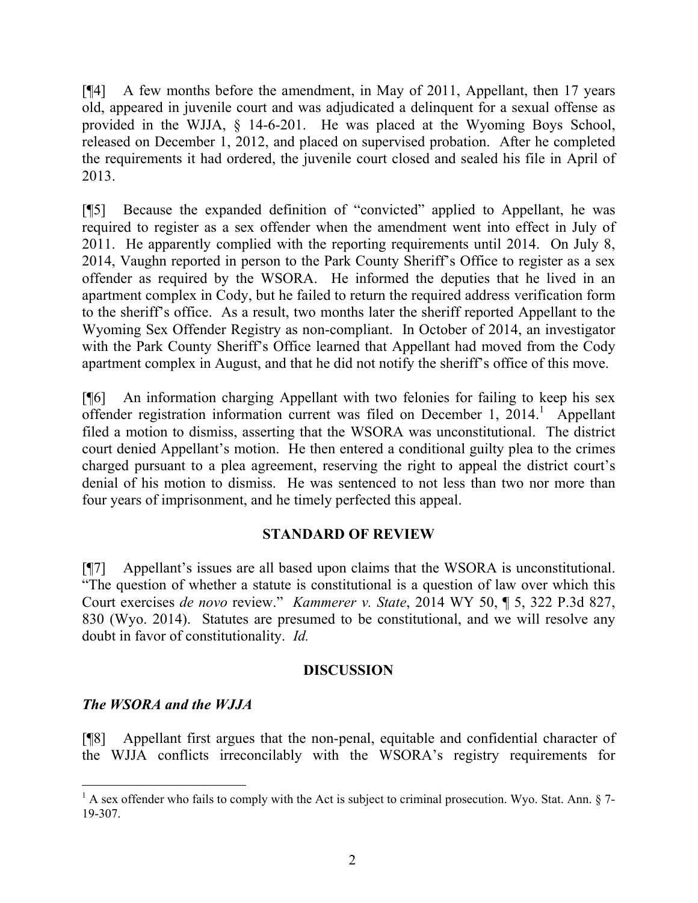[¶4] A few months before the amendment, in May of 2011, Appellant, then 17 years old, appeared in juvenile court and was adjudicated a delinquent for a sexual offense as provided in the WJJA, § 14-6-201. He was placed at the Wyoming Boys School, released on December 1, 2012, and placed on supervised probation. After he completed the requirements it had ordered, the juvenile court closed and sealed his file in April of 2013.

[¶5] Because the expanded definition of "convicted" applied to Appellant, he was required to register as a sex offender when the amendment went into effect in July of 2011. He apparently complied with the reporting requirements until 2014. On July 8, 2014, Vaughn reported in person to the Park County Sheriff's Office to register as a sex offender as required by the WSORA. He informed the deputies that he lived in an apartment complex in Cody, but he failed to return the required address verification form to the sheriff's office. As a result, two months later the sheriff reported Appellant to the Wyoming Sex Offender Registry as non-compliant. In October of 2014, an investigator with the Park County Sheriff's Office learned that Appellant had moved from the Cody apartment complex in August, and that he did not notify the sheriff's office of this move.

[¶6] An information charging Appellant with two felonies for failing to keep his sex offender registration information current was filed on December 1, 2014.[1] Appellant filed a motion to dismiss, asserting that the WSORA was unconstitutional. The district court denied Appellant's motion. He then entered a conditional guilty plea to the crimes charged pursuant to a plea agreement, reserving the right to appeal the district court's denial of his motion to dismiss. He was sentenced to not less than two nor more than four years of imprisonment, and he timely perfected this appeal.

## STANDARD OF REVIEW

[¶7] Appellant's issues are all based upon claims that the WSORA is unconstitutional. "The question of whether a statute is constitutional is a question of law over which this Court exercises *de novo* review." *Kammerer v. State*, 2014 WY 50, ¶ 5, 322 P.3d 827, 830 (Wyo. 2014). Statutes are presumed to be constitutional, and we will resolve any doubt in favor of constitutionality. *Id.*

## DISCUSSION

### *The WSORA and the WJJA*

[¶8] Appellant first argues that the non-penal, equitable and confidential character of the WJJA conflicts irreconcilably with the WSORA's registry requirements for

---

[1] A sex offender who fails to comply with the Act is subject to criminal prosecution. Wyo. Stat. Ann. § 7-19-307.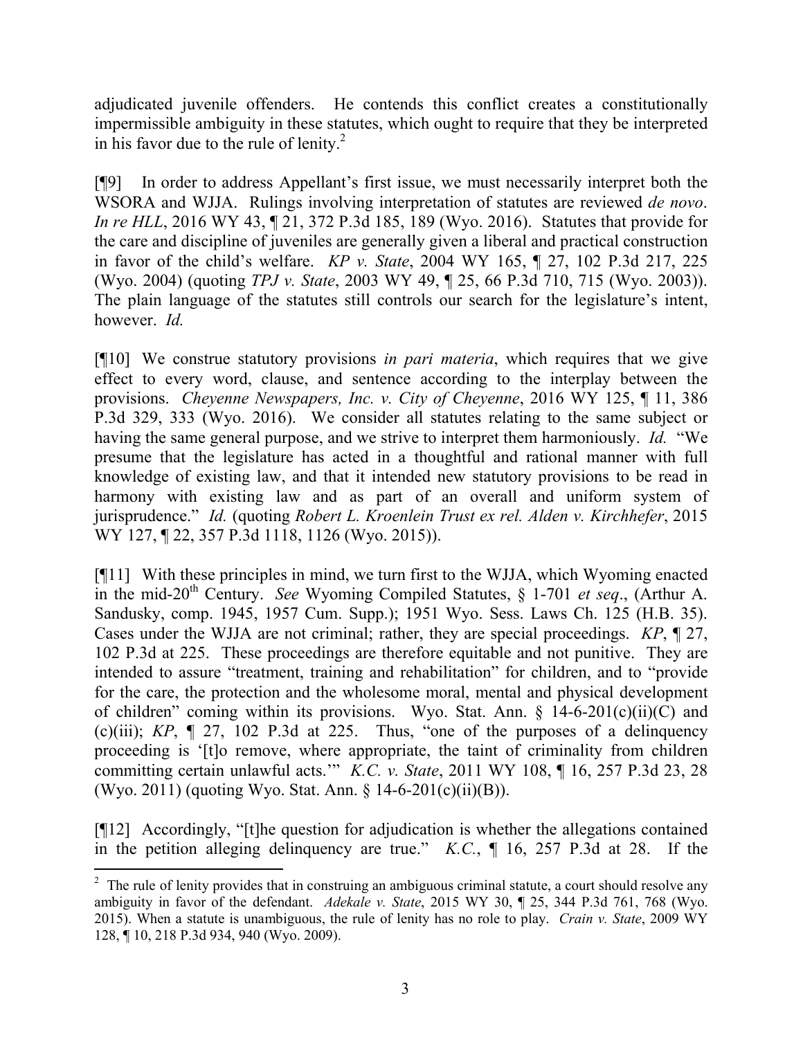adjudicated juvenile offenders. He contends this conflict creates a constitutionally impermissible ambiguity in these statutes, which ought to require that they be interpreted in his favor due to the rule of lenity.[2]

[¶9] In order to address Appellant's first issue, we must necessarily interpret both the WSORA and WJJA. Rulings involving interpretation of statutes are reviewed *de novo*. *In re HLL*, 2016 WY 43, ¶ 21, 372 P.3d 185, 189 (Wyo. 2016). Statutes that provide for the care and discipline of juveniles are generally given a liberal and practical construction in favor of the child's welfare. *KP v. State*, 2004 WY 165, ¶ 27, 102 P.3d 217, 225 (Wyo. 2004) (quoting *TPJ v. State*, 2003 WY 49, ¶ 25, 66 P.3d 710, 715 (Wyo. 2003)). The plain language of the statutes still controls our search for the legislature's intent, however. *Id.*

[¶10] We construe statutory provisions *in pari materia*, which requires that we give effect to every word, clause, and sentence according to the interplay between the provisions. *Cheyenne Newspapers, Inc. v. City of Cheyenne*, 2016 WY 125, ¶ 11, 386 P.3d 329, 333 (Wyo. 2016). We consider all statutes relating to the same subject or having the same general purpose, and we strive to interpret them harmoniously. *Id.* "We presume that the legislature has acted in a thoughtful and rational manner with full knowledge of existing law, and that it intended new statutory provisions to be read in harmony with existing law and as part of an overall and uniform system of jurisprudence." *Id.* (quoting *Robert L. Kroenlein Trust ex rel. Alden v. Kirchhefer*, 2015 WY 127, ¶ 22, 357 P.3d 1118, 1126 (Wyo. 2015)).

[¶11] With these principles in mind, we turn first to the WJJA, which Wyoming enacted in the mid-20th Century. *See* Wyoming Compiled Statutes, § 1-701 *et seq*., (Arthur A. Sandusky, comp. 1945, 1957 Cum. Supp.); 1951 Wyo. Sess. Laws Ch. 125 (H.B. 35). Cases under the WJJA are not criminal; rather, they are special proceedings. *KP*, ¶ 27, 102 P.3d at 225. These proceedings are therefore equitable and not punitive. They are intended to assure "treatment, training and rehabilitation" for children, and to "provide for the care, the protection and the wholesome moral, mental and physical development of children" coming within its provisions. Wyo. Stat. Ann. § 14-6-201(c)(ii)(C) and (c)(iii); *KP*, ¶ 27, 102 P.3d at 225. Thus, "one of the purposes of a delinquency proceeding is '[t]o remove, where appropriate, the taint of criminality from children committing certain unlawful acts.'" *K.C. v. State*, 2011 WY 108, ¶ 16, 257 P.3d 23, 28 (Wyo. 2011) (quoting Wyo. Stat. Ann. § 14-6-201(c)(ii)(B)).

[¶12] Accordingly, "[t]he question for adjudication is whether the allegations contained in the petition alleging delinquency are true." *K.C.*, ¶ 16, 257 P.3d at 28. If the

---

[2] The rule of lenity provides that in construing an ambiguous criminal statute, a court should resolve any ambiguity in favor of the defendant. *Adekale v. State*, 2015 WY 30, ¶ 25, 344 P.3d 761, 768 (Wyo. 2015). When a statute is unambiguous, the rule of lenity has no role to play. *Crain v. State*, 2009 WY 128, ¶ 10, 218 P.3d 934, 940 (Wyo. 2009).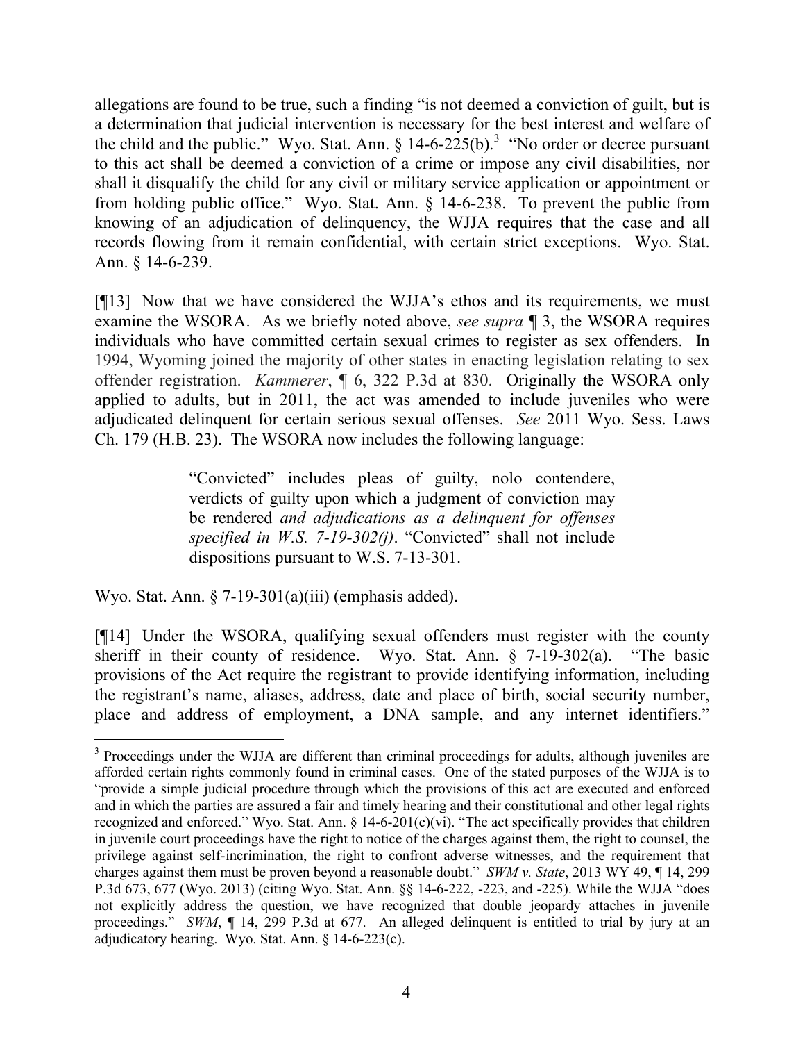allegations are found to be true, such a finding "is not deemed a conviction of guilt, but is a determination that judicial intervention is necessary for the best interest and welfare of the child and the public." Wyo. Stat. Ann. § 14-6-225(b).[3] "No order or decree pursuant to this act shall be deemed a conviction of a crime or impose any civil disabilities, nor shall it disqualify the child for any civil or military service application or appointment or from holding public office." Wyo. Stat. Ann. § 14-6-238. To prevent the public from knowing of an adjudication of delinquency, the WJJA requires that the case and all records flowing from it remain confidential, with certain strict exceptions. Wyo. Stat. Ann. § 14-6-239.

[¶13] Now that we have considered the WJJA's ethos and its requirements, we must examine the WSORA. As we briefly noted above, *see supra* ¶ 3, the WSORA requires individuals who have committed certain sexual crimes to register as sex offenders. In 1994, Wyoming joined the majority of other states in enacting legislation relating to sex offender registration. *Kammerer*, ¶ 6, 322 P.3d at 830. Originally the WSORA only applied to adults, but in 2011, the act was amended to include juveniles who were adjudicated delinquent for certain serious sexual offenses. *See* 2011 Wyo. Sess. Laws Ch. 179 (H.B. 23). The WSORA now includes the following language:

> "Convicted" includes pleas of guilty, nolo contendere, verdicts of guilty upon which a judgment of conviction may be rendered *and adjudications as a delinquent for offenses specified in W.S. 7-19-302(j)*. "Convicted" shall not include dispositions pursuant to W.S. 7-13-301.

Wyo. Stat. Ann. § 7-19-301(a)(iii) (emphasis added).

[¶14] Under the WSORA, qualifying sexual offenders must register with the county sheriff in their county of residence. Wyo. Stat. Ann. § 7-19-302(a). "The basic provisions of the Act require the registrant to provide identifying information, including the registrant's name, aliases, address, date and place of birth, social security number, place and address of employment, a DNA sample, and any internet identifiers."

---

[3] Proceedings under the WJJA are different than criminal proceedings for adults, although juveniles are afforded certain rights commonly found in criminal cases. One of the stated purposes of the WJJA is to "provide a simple judicial procedure through which the provisions of this act are executed and enforced and in which the parties are assured a fair and timely hearing and their constitutional and other legal rights recognized and enforced." Wyo. Stat. Ann. § 14-6-201(c)(vi). "The act specifically provides that children in juvenile court proceedings have the right to notice of the charges against them, the right to counsel, the privilege against self-incrimination, the right to confront adverse witnesses, and the requirement that charges against them must be proven beyond a reasonable doubt." *SWM v. State*, 2013 WY 49, ¶ 14, 299 P.3d 673, 677 (Wyo. 2013) (citing Wyo. Stat. Ann. §§ 14-6-222, -223, and -225). While the WJJA "does not explicitly address the question, we have recognized that double jeopardy attaches in juvenile proceedings." *SWM*, ¶ 14, 299 P.3d at 677. An alleged delinquent is entitled to trial by jury at an adjudicatory hearing. Wyo. Stat. Ann. § 14-6-223(c).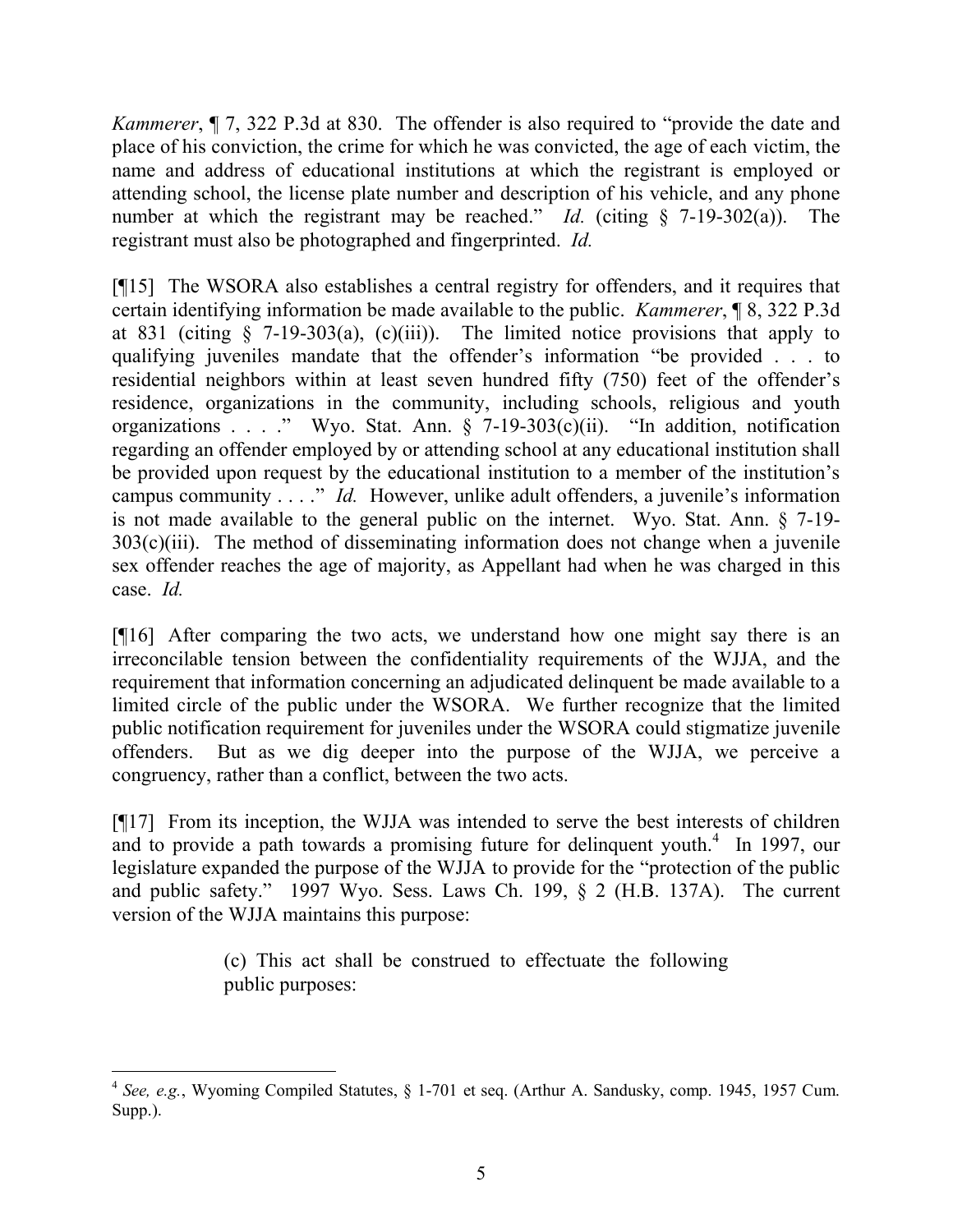*Kammerer*, ¶ 7, 322 P.3d at 830. The offender is also required to "provide the date and place of his conviction, the crime for which he was convicted, the age of each victim, the name and address of educational institutions at which the registrant is employed or attending school, the license plate number and description of his vehicle, and any phone number at which the registrant may be reached." *Id.* (citing § 7-19-302(a)). The registrant must also be photographed and fingerprinted. *Id.*

[¶15] The WSORA also establishes a central registry for offenders, and it requires that certain identifying information be made available to the public. *Kammerer*, ¶ 8, 322 P.3d at 831 (citing § 7-19-303(a), (c)(iii)). The limited notice provisions that apply to qualifying juveniles mandate that the offender's information "be provided . . . to residential neighbors within at least seven hundred fifty (750) feet of the offender's residence, organizations in the community, including schools, religious and youth organizations . . . ." Wyo. Stat. Ann. § 7-19-303(c)(ii). "In addition, notification regarding an offender employed by or attending school at any educational institution shall be provided upon request by the educational institution to a member of the institution's campus community . . . ." *Id.* However, unlike adult offenders, a juvenile's information is not made available to the general public on the internet. Wyo. Stat. Ann. § 7-19-303(c)(iii). The method of disseminating information does not change when a juvenile sex offender reaches the age of majority, as Appellant had when he was charged in this case. *Id.*

[¶16] After comparing the two acts, we understand how one might say there is an irreconcilable tension between the confidentiality requirements of the WJJA, and the requirement that information concerning an adjudicated delinquent be made available to a limited circle of the public under the WSORA. We further recognize that the limited public notification requirement for juveniles under the WSORA could stigmatize juvenile offenders. But as we dig deeper into the purpose of the WJJA, we perceive a congruency, rather than a conflict, between the two acts.

[¶17] From its inception, the WJJA was intended to serve the best interests of children and to provide a path towards a promising future for delinquent youth.[4] In 1997, our legislature expanded the purpose of the WJJA to provide for the "protection of the public and public safety." 1997 Wyo. Sess. Laws Ch. 199, § 2 (H.B. 137A). The current version of the WJJA maintains this purpose:

> (c) This act shall be construed to effectuate the following public purposes:

---

[4] *See, e.g.*, Wyoming Compiled Statutes, § 1-701 et seq. (Arthur A. Sandusky, comp. 1945, 1957 Cum. Supp.).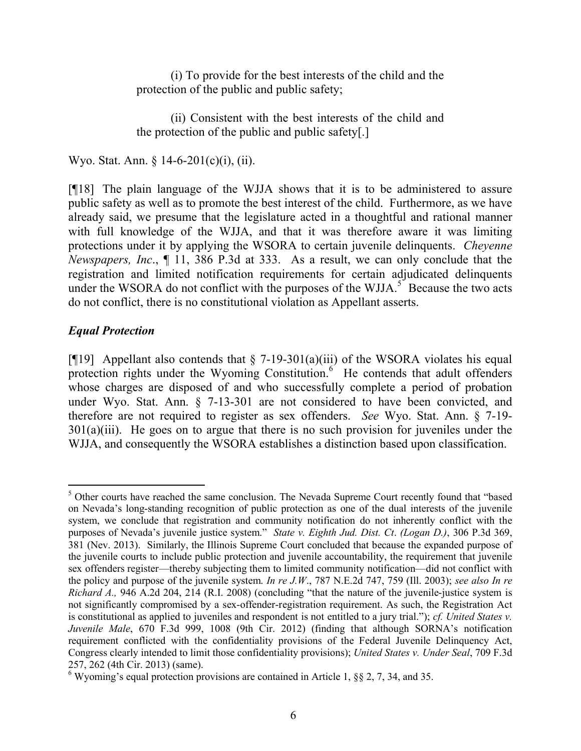> (i) To provide for the best interests of the child and the protection of the public and public safety;
>
> (ii) Consistent with the best interests of the child and the protection of the public and public safety[.]

Wyo. Stat. Ann. § 14-6-201(c)(i), (ii).

[¶18] The plain language of the WJJA shows that it is to be administered to assure public safety as well as to promote the best interest of the child. Furthermore, as we have already said, we presume that the legislature acted in a thoughtful and rational manner with full knowledge of the WJJA, and that it was therefore aware it was limiting protections under it by applying the WSORA to certain juvenile delinquents. *Cheyenne Newspapers, Inc*., ¶ 11, 386 P.3d at 333. As a result, we can only conclude that the registration and limited notification requirements for certain adjudicated delinquents under the WSORA do not conflict with the purposes of the WJJA.[5] Because the two acts do not conflict, there is no constitutional violation as Appellant asserts.

### *Equal Protection*

[¶19] Appellant also contends that § 7-19-301(a)(iii) of the WSORA violates his equal protection rights under the Wyoming Constitution.[6] He contends that adult offenders whose charges are disposed of and who successfully complete a period of probation under Wyo. Stat. Ann. § 7-13-301 are not considered to have been convicted, and therefore are not required to register as sex offenders. *See* Wyo. Stat. Ann. § 7-19-301(a)(iii). He goes on to argue that there is no such provision for juveniles under the WJJA, and consequently the WSORA establishes a distinction based upon classification.

---

[5] Other courts have reached the same conclusion. The Nevada Supreme Court recently found that "based on Nevada's long-standing recognition of public protection as one of the dual interests of the juvenile system, we conclude that registration and community notification do not inherently conflict with the purposes of Nevada's juvenile justice system." *State v. Eighth Jud. Dist. Ct*. *(Logan D.)*, 306 P.3d 369, 381 (Nev. 2013). Similarly, the Illinois Supreme Court concluded that because the expanded purpose of the juvenile courts to include public protection and juvenile accountability, the requirement that juvenile sex offenders register—thereby subjecting them to limited community notification—did not conflict with the policy and purpose of the juvenile system. *In re J.W*., 787 N.E.2d 747, 759 (Ill. 2003); *see also In re Richard A.,* 946 A.2d 204, 214 (R.I. 2008) (concluding "that the nature of the juvenile-justice system is not significantly compromised by a sex-offender-registration requirement. As such, the Registration Act is constitutional as applied to juveniles and respondent is not entitled to a jury trial."); *cf. United States v. Juvenile Male*, 670 F.3d 999, 1008 (9th Cir. 2012) (finding that although SORNA's notification requirement conflicted with the confidentiality provisions of the Federal Juvenile Delinquency Act, Congress clearly intended to limit those confidentiality provisions); *United States v. Under Seal*, 709 F.3d 257, 262 (4th Cir. 2013) (same).

[6] Wyoming's equal protection provisions are contained in Article 1, §§ 2, 7, 34, and 35.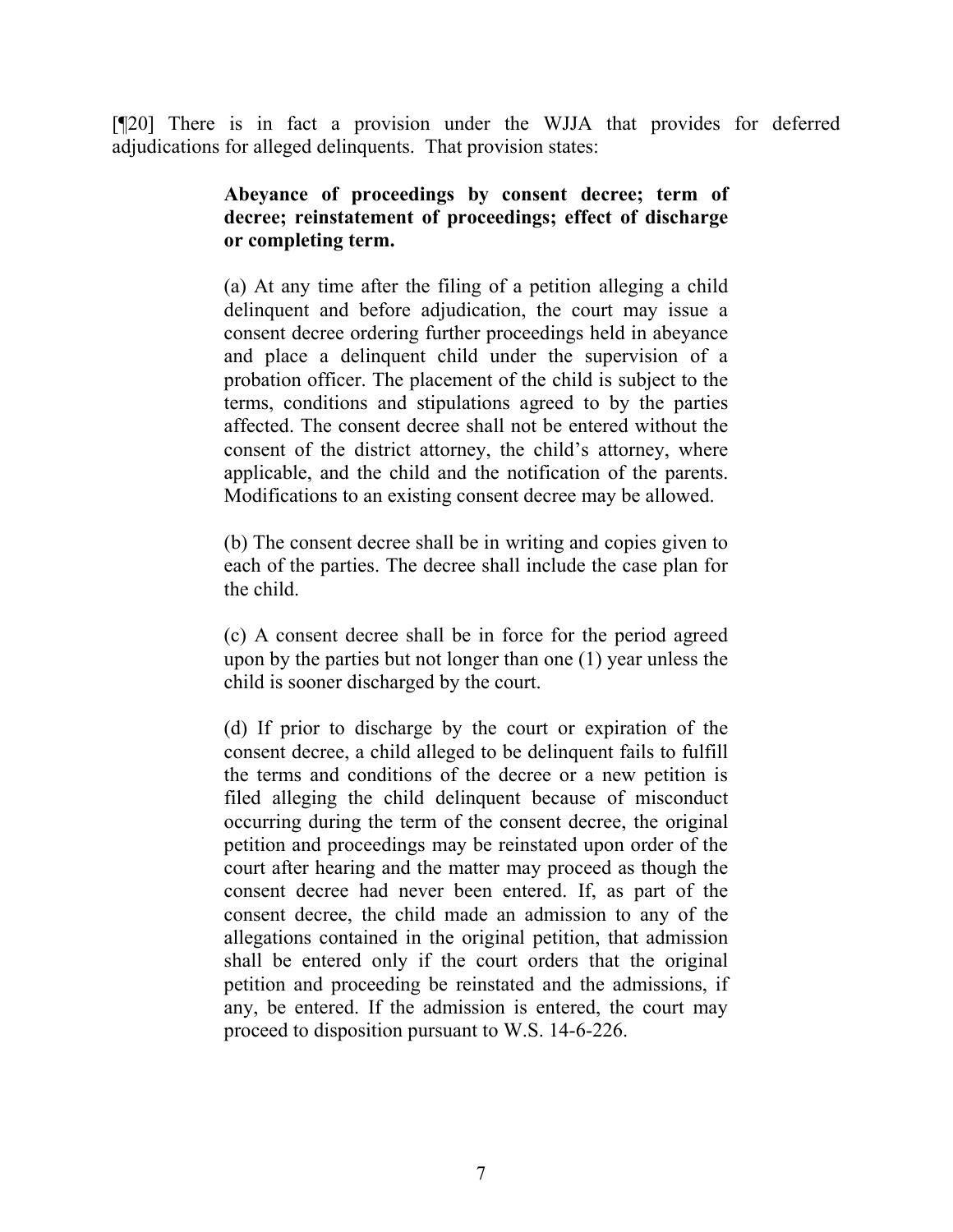[¶20] There is in fact a provision under the WJJA that provides for deferred adjudications for alleged delinquents. That provision states:

> **Abeyance of proceedings by consent decree; term of decree; reinstatement of proceedings; effect of discharge or completing term.**
>
> (a) At any time after the filing of a petition alleging a child delinquent and before adjudication, the court may issue a consent decree ordering further proceedings held in abeyance and place a delinquent child under the supervision of a probation officer. The placement of the child is subject to the terms, conditions and stipulations agreed to by the parties affected. The consent decree shall not be entered without the consent of the district attorney, the child's attorney, where applicable, and the child and the notification of the parents. Modifications to an existing consent decree may be allowed.
>
> (b) The consent decree shall be in writing and copies given to each of the parties. The decree shall include the case plan for the child.
>
> (c) A consent decree shall be in force for the period agreed upon by the parties but not longer than one (1) year unless the child is sooner discharged by the court.
>
> (d) If prior to discharge by the court or expiration of the consent decree, a child alleged to be delinquent fails to fulfill the terms and conditions of the decree or a new petition is filed alleging the child delinquent because of misconduct occurring during the term of the consent decree, the original petition and proceedings may be reinstated upon order of the court after hearing and the matter may proceed as though the consent decree had never been entered. If, as part of the consent decree, the child made an admission to any of the allegations contained in the original petition, that admission shall be entered only if the court orders that the original petition and proceeding be reinstated and the admissions, if any, be entered. If the admission is entered, the court may proceed to disposition pursuant to W.S. 14-6-226.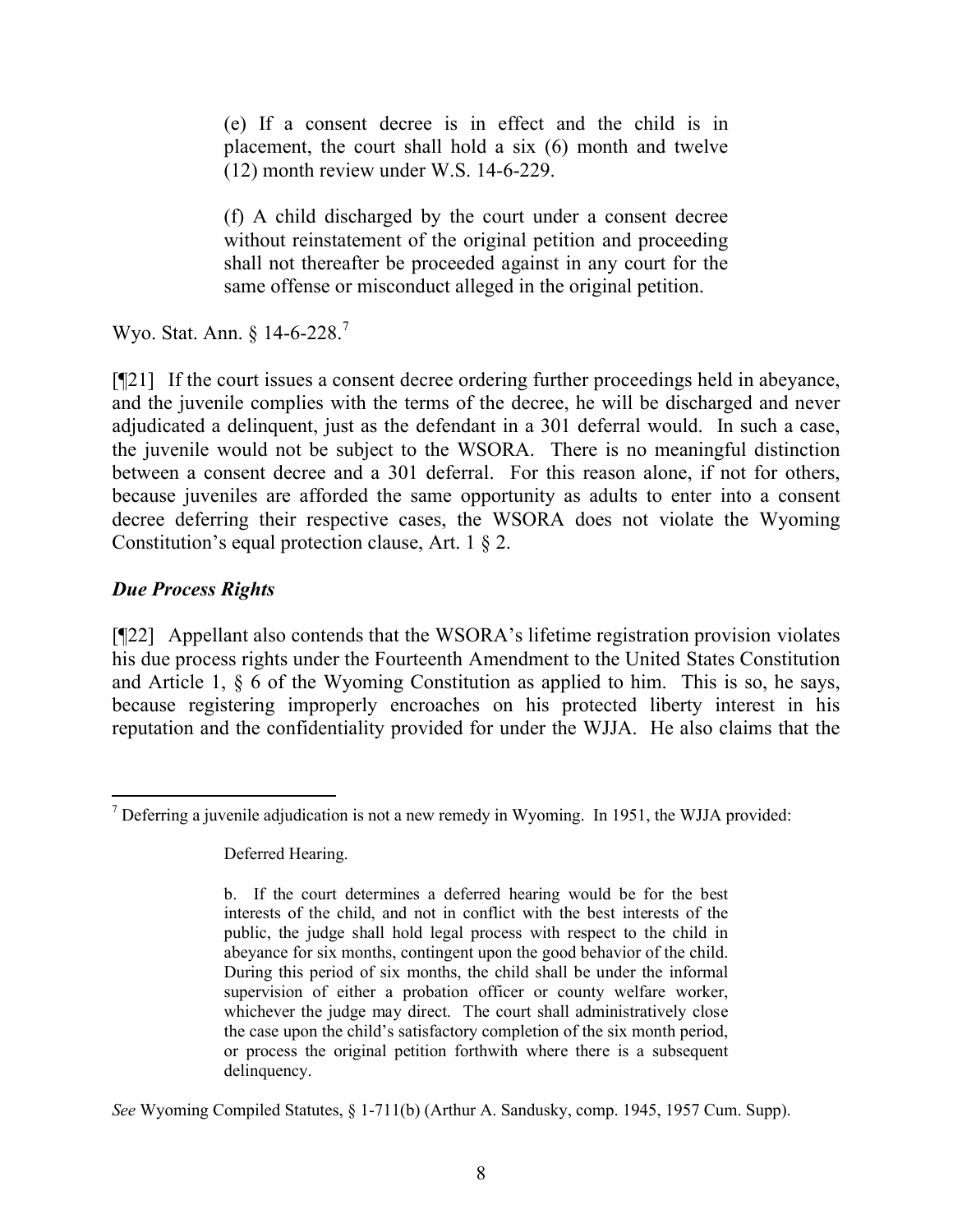> (e) If a consent decree is in effect and the child is in placement, the court shall hold a six (6) month and twelve (12) month review under W.S. 14-6-229.
>
> (f) A child discharged by the court under a consent decree without reinstatement of the original petition and proceeding shall not thereafter be proceeded against in any court for the same offense or misconduct alleged in the original petition.

Wyo. Stat. Ann. § 14-6-228.[7]

[¶21] If the court issues a consent decree ordering further proceedings held in abeyance, and the juvenile complies with the terms of the decree, he will be discharged and never adjudicated a delinquent, just as the defendant in a 301 deferral would. In such a case, the juvenile would not be subject to the WSORA. There is no meaningful distinction between a consent decree and a 301 deferral. For this reason alone, if not for others, because juveniles are afforded the same opportunity as adults to enter into a consent decree deferring their respective cases, the WSORA does not violate the Wyoming Constitution's equal protection clause, Art. 1 § 2.

### *Due Process Rights*

[¶22] Appellant also contends that the WSORA's lifetime registration provision violates his due process rights under the Fourteenth Amendment to the United States Constitution and Article 1, § 6 of the Wyoming Constitution as applied to him. This is so, he says, because registering improperly encroaches on his protected liberty interest in his reputation and the confidentiality provided for under the WJJA. He also claims that the

---

[7] Deferring a juvenile adjudication is not a new remedy in Wyoming. In 1951, the WJJA provided:

> Deferred Hearing.
>
> b. If the court determines a deferred hearing would be for the best interests of the child, and not in conflict with the best interests of the public, the judge shall hold legal process with respect to the child in abeyance for six months, contingent upon the good behavior of the child. During this period of six months, the child shall be under the informal supervision of either a probation officer or county welfare worker, whichever the judge may direct. The court shall administratively close the case upon the child's satisfactory completion of the six month period, or process the original petition forthwith where there is a subsequent delinquency.

*See* Wyoming Compiled Statutes, § 1-711(b) (Arthur A. Sandusky, comp. 1945, 1957 Cum. Supp).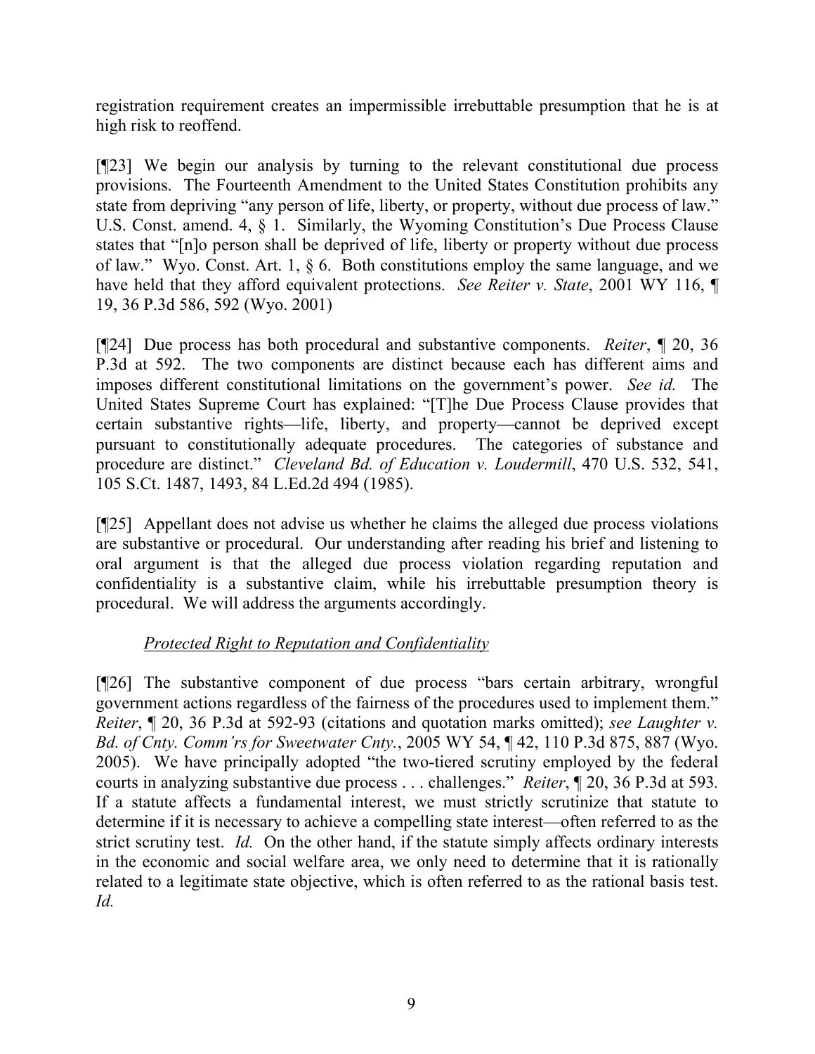registration requirement creates an impermissible irrebuttable presumption that he is at high risk to reoffend.

[¶23] We begin our analysis by turning to the relevant constitutional due process provisions. The Fourteenth Amendment to the United States Constitution prohibits any state from depriving "any person of life, liberty, or property, without due process of law." U.S. Const. amend. 4, § 1. Similarly, the Wyoming Constitution's Due Process Clause states that "[n]o person shall be deprived of life, liberty or property without due process of law." Wyo. Const. Art. 1, § 6. Both constitutions employ the same language, and we have held that they afford equivalent protections. *See Reiter v. State*, 2001 WY 116, ¶ 19, 36 P.3d 586, 592 (Wyo. 2001)

[¶24] Due process has both procedural and substantive components. *Reiter*, ¶ 20, 36 P.3d at 592. The two components are distinct because each has different aims and imposes different constitutional limitations on the government's power. *See id.* The United States Supreme Court has explained: "[T]he Due Process Clause provides that certain substantive rights—life, liberty, and property—cannot be deprived except pursuant to constitutionally adequate procedures. The categories of substance and procedure are distinct." *Cleveland Bd. of Education v. Loudermill*, 470 U.S. 532, 541, 105 S.Ct. 1487, 1493, 84 L.Ed.2d 494 (1985).

[¶25] Appellant does not advise us whether he claims the alleged due process violations are substantive or procedural. Our understanding after reading his brief and listening to oral argument is that the alleged due process violation regarding reputation and confidentiality is a substantive claim, while his irrebuttable presumption theory is procedural. We will address the arguments accordingly.

*Protected Right to Reputation and Confidentiality*

[¶26] The substantive component of due process "bars certain arbitrary, wrongful government actions regardless of the fairness of the procedures used to implement them." *Reiter*, ¶ 20, 36 P.3d at 592-93 (citations and quotation marks omitted); *see Laughter v. Bd. of Cnty. Comm'rs for Sweetwater Cnty.*, 2005 WY 54, ¶ 42, 110 P.3d 875, 887 (Wyo. 2005). We have principally adopted "the two-tiered scrutiny employed by the federal courts in analyzing substantive due process . . . challenges." *Reiter*, ¶ 20, 36 P.3d at 593. If a statute affects a fundamental interest, we must strictly scrutinize that statute to determine if it is necessary to achieve a compelling state interest—often referred to as the strict scrutiny test. *Id.* On the other hand, if the statute simply affects ordinary interests in the economic and social welfare area, we only need to determine that it is rationally related to a legitimate state objective, which is often referred to as the rational basis test. *Id.*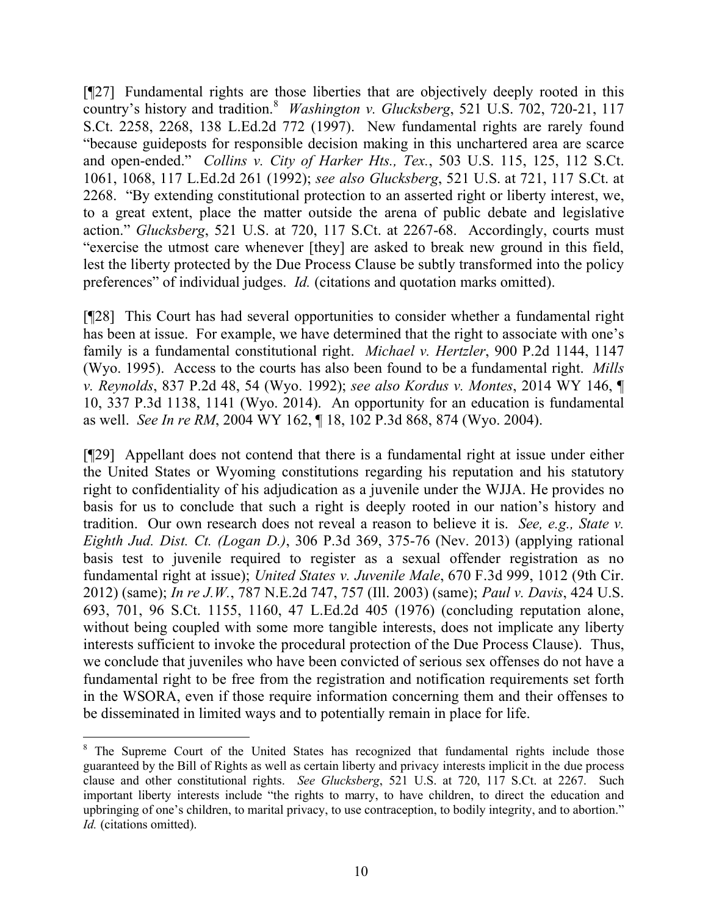[¶27] Fundamental rights are those liberties that are objectively deeply rooted in this country's history and tradition.[8] *Washington v. Glucksberg*, 521 U.S. 702, 720-21, 117 S.Ct. 2258, 2268, 138 L.Ed.2d 772 (1997). New fundamental rights are rarely found "because guideposts for responsible decision making in this unchartered area are scarce and open-ended." *Collins v. City of Harker Hts., Tex.*, 503 U.S. 115, 125, 112 S.Ct. 1061, 1068, 117 L.Ed.2d 261 (1992); *see also Glucksberg*, 521 U.S. at 721, 117 S.Ct. at 2268. "By extending constitutional protection to an asserted right or liberty interest, we, to a great extent, place the matter outside the arena of public debate and legislative action." *Glucksberg*, 521 U.S. at 720, 117 S.Ct. at 2267-68. Accordingly, courts must "exercise the utmost care whenever [they] are asked to break new ground in this field, lest the liberty protected by the Due Process Clause be subtly transformed into the policy preferences" of individual judges. *Id.* (citations and quotation marks omitted).

[¶28] This Court has had several opportunities to consider whether a fundamental right has been at issue. For example, we have determined that the right to associate with one's family is a fundamental constitutional right. *Michael v. Hertzler*, 900 P.2d 1144, 1147 (Wyo. 1995). Access to the courts has also been found to be a fundamental right. *Mills v. Reynolds*, 837 P.2d 48, 54 (Wyo. 1992); *see also Kordus v. Montes*, 2014 WY 146, ¶ 10, 337 P.3d 1138, 1141 (Wyo. 2014). An opportunity for an education is fundamental as well. *See In re RM*, 2004 WY 162, ¶ 18, 102 P.3d 868, 874 (Wyo. 2004).

[¶29] Appellant does not contend that there is a fundamental right at issue under either the United States or Wyoming constitutions regarding his reputation and his statutory right to confidentiality of his adjudication as a juvenile under the WJJA. He provides no basis for us to conclude that such a right is deeply rooted in our nation's history and tradition. Our own research does not reveal a reason to believe it is. *See, e.g., State v. Eighth Jud. Dist. Ct. (Logan D.)*, 306 P.3d 369, 375-76 (Nev. 2013) (applying rational basis test to juvenile required to register as a sexual offender registration as no fundamental right at issue); *United States v. Juvenile Male*, 670 F.3d 999, 1012 (9th Cir. 2012) (same); *In re J.W.*, 787 N.E.2d 747, 757 (Ill. 2003) (same); *Paul v. Davis*, 424 U.S. 693, 701, 96 S.Ct. 1155, 1160, 47 L.Ed.2d 405 (1976) (concluding reputation alone, without being coupled with some more tangible interests, does not implicate any liberty interests sufficient to invoke the procedural protection of the Due Process Clause). Thus, we conclude that juveniles who have been convicted of serious sex offenses do not have a fundamental right to be free from the registration and notification requirements set forth in the WSORA, even if those require information concerning them and their offenses to be disseminated in limited ways and to potentially remain in place for life.

---

[8] The Supreme Court of the United States has recognized that fundamental rights include those guaranteed by the Bill of Rights as well as certain liberty and privacy interests implicit in the due process clause and other constitutional rights. *See Glucksberg*, 521 U.S. at 720, 117 S.Ct. at 2267. Such important liberty interests include "the rights to marry, to have children, to direct the education and upbringing of one's children, to marital privacy, to use contraception, to bodily integrity, and to abortion." *Id.* (citations omitted).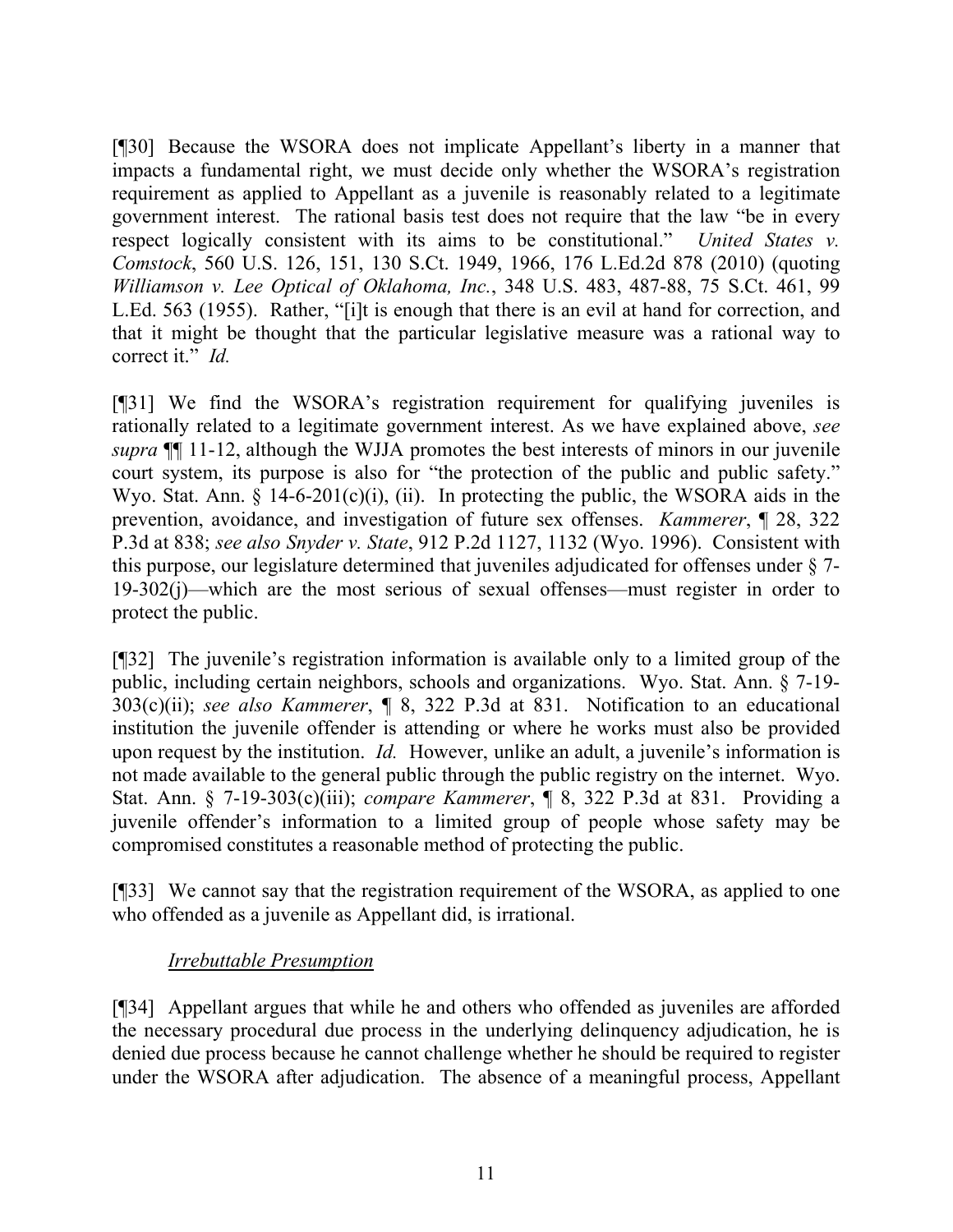[¶30] Because the WSORA does not implicate Appellant's liberty in a manner that impacts a fundamental right, we must decide only whether the WSORA's registration requirement as applied to Appellant as a juvenile is reasonably related to a legitimate government interest. The rational basis test does not require that the law "be in every respect logically consistent with its aims to be constitutional." *United States v. Comstock*, 560 U.S. 126, 151, 130 S.Ct. 1949, 1966, 176 L.Ed.2d 878 (2010) (quoting *Williamson v. Lee Optical of Oklahoma, Inc.*, 348 U.S. 483, 487-88, 75 S.Ct. 461, 99 L.Ed. 563 (1955). Rather, "[i]t is enough that there is an evil at hand for correction, and that it might be thought that the particular legislative measure was a rational way to correct it." *Id.*

[¶31] We find the WSORA's registration requirement for qualifying juveniles is rationally related to a legitimate government interest. As we have explained above, *see supra* ¶¶ 11-12, although the WJJA promotes the best interests of minors in our juvenile court system, its purpose is also for "the protection of the public and public safety." Wyo. Stat. Ann. § 14-6-201(c)(i), (ii). In protecting the public, the WSORA aids in the prevention, avoidance, and investigation of future sex offenses. *Kammerer*, ¶ 28, 322 P.3d at 838; *see also Snyder v. State*, 912 P.2d 1127, 1132 (Wyo. 1996). Consistent with this purpose, our legislature determined that juveniles adjudicated for offenses under § 7-19-302(j)—which are the most serious of sexual offenses—must register in order to protect the public.

[¶32] The juvenile's registration information is available only to a limited group of the public, including certain neighbors, schools and organizations. Wyo. Stat. Ann. § 7-19-303(c)(ii); *see also Kammerer*, ¶ 8, 322 P.3d at 831. Notification to an educational institution the juvenile offender is attending or where he works must also be provided upon request by the institution. *Id.* However, unlike an adult, a juvenile's information is not made available to the general public through the public registry on the internet. Wyo. Stat. Ann. § 7-19-303(c)(iii); *compare Kammerer*, ¶ 8, 322 P.3d at 831. Providing a juvenile offender's information to a limited group of people whose safety may be compromised constitutes a reasonable method of protecting the public.

[¶33] We cannot say that the registration requirement of the WSORA, as applied to one who offended as a juvenile as Appellant did, is irrational.

*Irrebuttable Presumption*

[¶34] Appellant argues that while he and others who offended as juveniles are afforded the necessary procedural due process in the underlying delinquency adjudication, he is denied due process because he cannot challenge whether he should be required to register under the WSORA after adjudication. The absence of a meaningful process, Appellant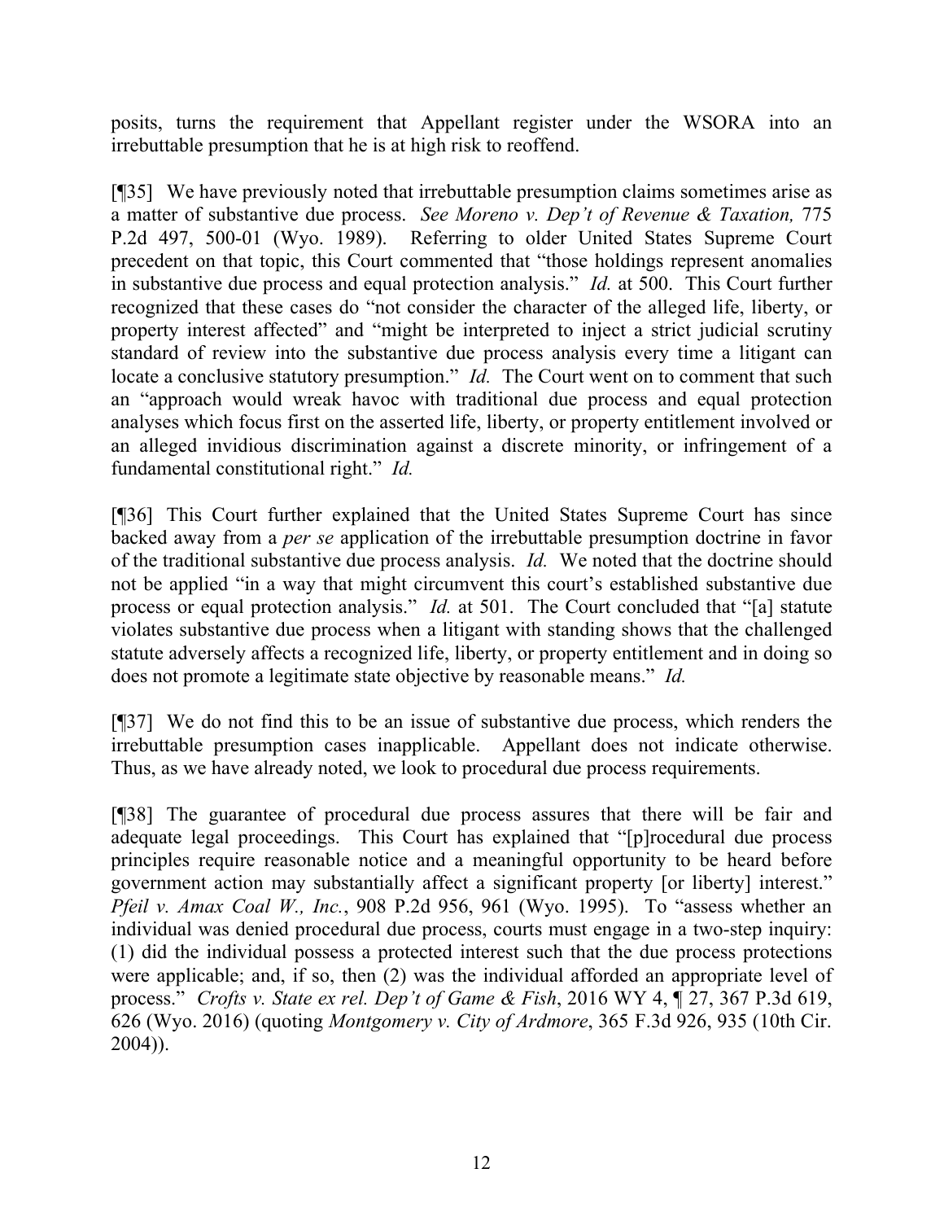posits, turns the requirement that Appellant register under the WSORA into an irrebuttable presumption that he is at high risk to reoffend.

[¶35] We have previously noted that irrebuttable presumption claims sometimes arise as a matter of substantive due process. *See Moreno v. Dep't of Revenue & Taxation,* 775 P.2d 497, 500-01 (Wyo. 1989). Referring to older United States Supreme Court precedent on that topic, this Court commented that "those holdings represent anomalies in substantive due process and equal protection analysis." *Id.* at 500. This Court further recognized that these cases do "not consider the character of the alleged life, liberty, or property interest affected" and "might be interpreted to inject a strict judicial scrutiny standard of review into the substantive due process analysis every time a litigant can locate a conclusive statutory presumption." *Id.* The Court went on to comment that such an "approach would wreak havoc with traditional due process and equal protection analyses which focus first on the asserted life, liberty, or property entitlement involved or an alleged invidious discrimination against a discrete minority, or infringement of a fundamental constitutional right." *Id.*

[¶36] This Court further explained that the United States Supreme Court has since backed away from a *per se* application of the irrebuttable presumption doctrine in favor of the traditional substantive due process analysis. *Id.* We noted that the doctrine should not be applied "in a way that might circumvent this court's established substantive due process or equal protection analysis." *Id.* at 501. The Court concluded that "[a] statute violates substantive due process when a litigant with standing shows that the challenged statute adversely affects a recognized life, liberty, or property entitlement and in doing so does not promote a legitimate state objective by reasonable means." *Id.*

[¶37] We do not find this to be an issue of substantive due process, which renders the irrebuttable presumption cases inapplicable. Appellant does not indicate otherwise. Thus, as we have already noted, we look to procedural due process requirements.

[¶38] The guarantee of procedural due process assures that there will be fair and adequate legal proceedings. This Court has explained that "[p]rocedural due process principles require reasonable notice and a meaningful opportunity to be heard before government action may substantially affect a significant property [or liberty] interest." *Pfeil v. Amax Coal W., Inc.*, 908 P.2d 956, 961 (Wyo. 1995). To "assess whether an individual was denied procedural due process, courts must engage in a two-step inquiry: (1) did the individual possess a protected interest such that the due process protections were applicable; and, if so, then (2) was the individual afforded an appropriate level of process." *Crofts v. State ex rel. Dep't of Game & Fish*, 2016 WY 4, ¶ 27, 367 P.3d 619, 626 (Wyo. 2016) (quoting *Montgomery v. City of Ardmore*, 365 F.3d 926, 935 (10th Cir. 2004)).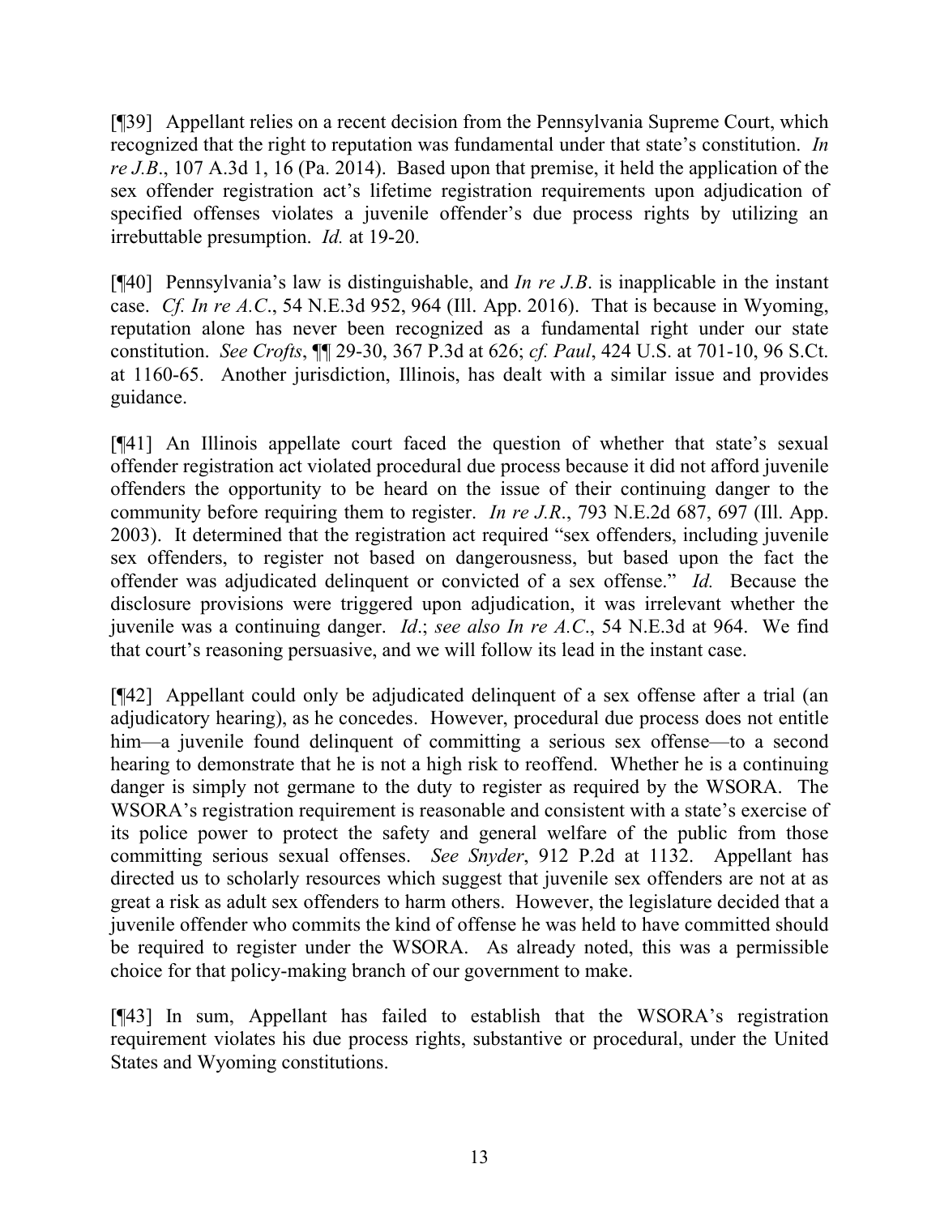[¶39] Appellant relies on a recent decision from the Pennsylvania Supreme Court, which recognized that the right to reputation was fundamental under that state's constitution. *In re J.B*., 107 A.3d 1, 16 (Pa. 2014). Based upon that premise, it held the application of the sex offender registration act's lifetime registration requirements upon adjudication of specified offenses violates a juvenile offender's due process rights by utilizing an irrebuttable presumption. *Id.* at 19-20.

[¶40] Pennsylvania's law is distinguishable, and *In re J.B*. is inapplicable in the instant case. *Cf. In re A.C*., 54 N.E.3d 952, 964 (Ill. App. 2016). That is because in Wyoming, reputation alone has never been recognized as a fundamental right under our state constitution. *See Crofts*, ¶¶ 29-30, 367 P.3d at 626; *cf. Paul*, 424 U.S. at 701-10, 96 S.Ct. at 1160-65. Another jurisdiction, Illinois, has dealt with a similar issue and provides guidance.

[¶41] An Illinois appellate court faced the question of whether that state's sexual offender registration act violated procedural due process because it did not afford juvenile offenders the opportunity to be heard on the issue of their continuing danger to the community before requiring them to register. *In re J.R*., 793 N.E.2d 687, 697 (Ill. App. 2003). It determined that the registration act required "sex offenders, including juvenile sex offenders, to register not based on dangerousness, but based upon the fact the offender was adjudicated delinquent or convicted of a sex offense." *Id.* Because the disclosure provisions were triggered upon adjudication, it was irrelevant whether the juvenile was a continuing danger. *Id*.; *see also In re A.C*., 54 N.E.3d at 964. We find that court's reasoning persuasive, and we will follow its lead in the instant case.

[¶42] Appellant could only be adjudicated delinquent of a sex offense after a trial (an adjudicatory hearing), as he concedes. However, procedural due process does not entitle him—a juvenile found delinquent of committing a serious sex offense—to a second hearing to demonstrate that he is not a high risk to reoffend. Whether he is a continuing danger is simply not germane to the duty to register as required by the WSORA. The WSORA's registration requirement is reasonable and consistent with a state's exercise of its police power to protect the safety and general welfare of the public from those committing serious sexual offenses. *See Snyder*, 912 P.2d at 1132. Appellant has directed us to scholarly resources which suggest that juvenile sex offenders are not at as great a risk as adult sex offenders to harm others. However, the legislature decided that a juvenile offender who commits the kind of offense he was held to have committed should be required to register under the WSORA. As already noted, this was a permissible choice for that policy-making branch of our government to make.

[¶43] In sum, Appellant has failed to establish that the WSORA's registration requirement violates his due process rights, substantive or procedural, under the United States and Wyoming constitutions.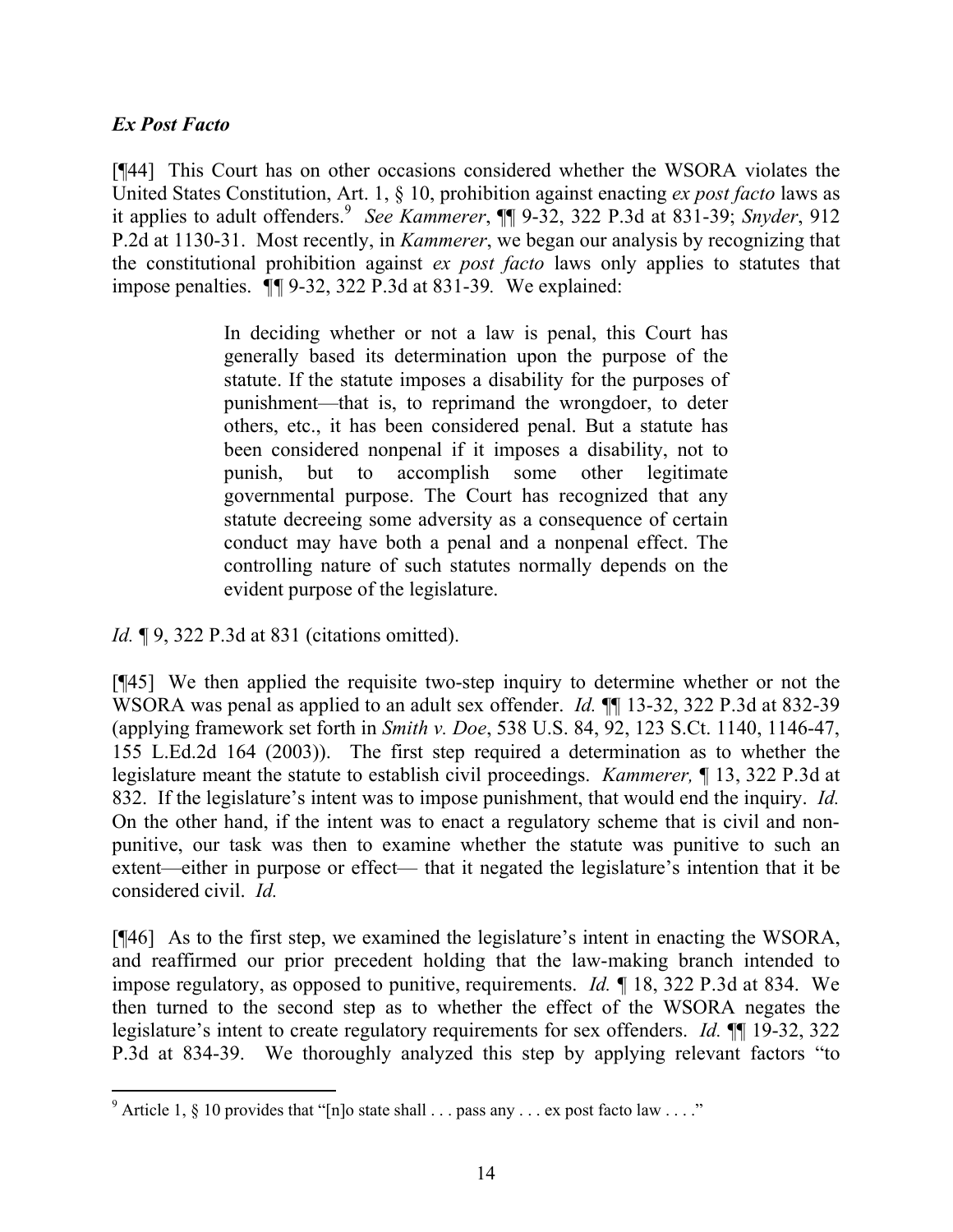### *Ex Post Facto*

[¶44] This Court has on other occasions considered whether the WSORA violates the United States Constitution, Art. 1, § 10, prohibition against enacting *ex post facto* laws as it applies to adult offenders.[9] *See Kammerer*, ¶¶ 9-32, 322 P.3d at 831-39; *Snyder*, 912 P.2d at 1130-31. Most recently, in *Kammerer*, we began our analysis by recognizing that the constitutional prohibition against *ex post facto* laws only applies to statutes that impose penalties. ¶¶ 9-32, 322 P.3d at 831-39*.* We explained:

> In deciding whether or not a law is penal, this Court has generally based its determination upon the purpose of the statute. If the statute imposes a disability for the purposes of punishment—that is, to reprimand the wrongdoer, to deter others, etc., it has been considered penal. But a statute has been considered nonpenal if it imposes a disability, not to punish, but to accomplish some other legitimate governmental purpose. The Court has recognized that any statute decreeing some adversity as a consequence of certain conduct may have both a penal and a nonpenal effect. The controlling nature of such statutes normally depends on the evident purpose of the legislature.

*Id.* ¶ 9, 322 P.3d at 831 (citations omitted).

[¶45] We then applied the requisite two-step inquiry to determine whether or not the WSORA was penal as applied to an adult sex offender. *Id.* ¶¶ 13-32, 322 P.3d at 832-39 (applying framework set forth in *Smith v. Doe*, 538 U.S. 84, 92, 123 S.Ct. 1140, 1146-47, 155 L.Ed.2d 164 (2003)). The first step required a determination as to whether the legislature meant the statute to establish civil proceedings. *Kammerer,* ¶ 13, 322 P.3d at 832. If the legislature's intent was to impose punishment, that would end the inquiry. *Id.* On the other hand, if the intent was to enact a regulatory scheme that is civil and non-punitive, our task was then to examine whether the statute was punitive to such an extent—either in purpose or effect— that it negated the legislature's intention that it be considered civil. *Id.*

[¶46] As to the first step, we examined the legislature's intent in enacting the WSORA, and reaffirmed our prior precedent holding that the law-making branch intended to impose regulatory, as opposed to punitive, requirements. *Id.* ¶ 18, 322 P.3d at 834. We then turned to the second step as to whether the effect of the WSORA negates the legislature's intent to create regulatory requirements for sex offenders. *Id.* ¶¶ 19-32, 322 P.3d at 834-39. We thoroughly analyzed this step by applying relevant factors "to

[9] Article 1, § 10 provides that "[n]o state shall . . . pass any . . . ex post facto law . . . ."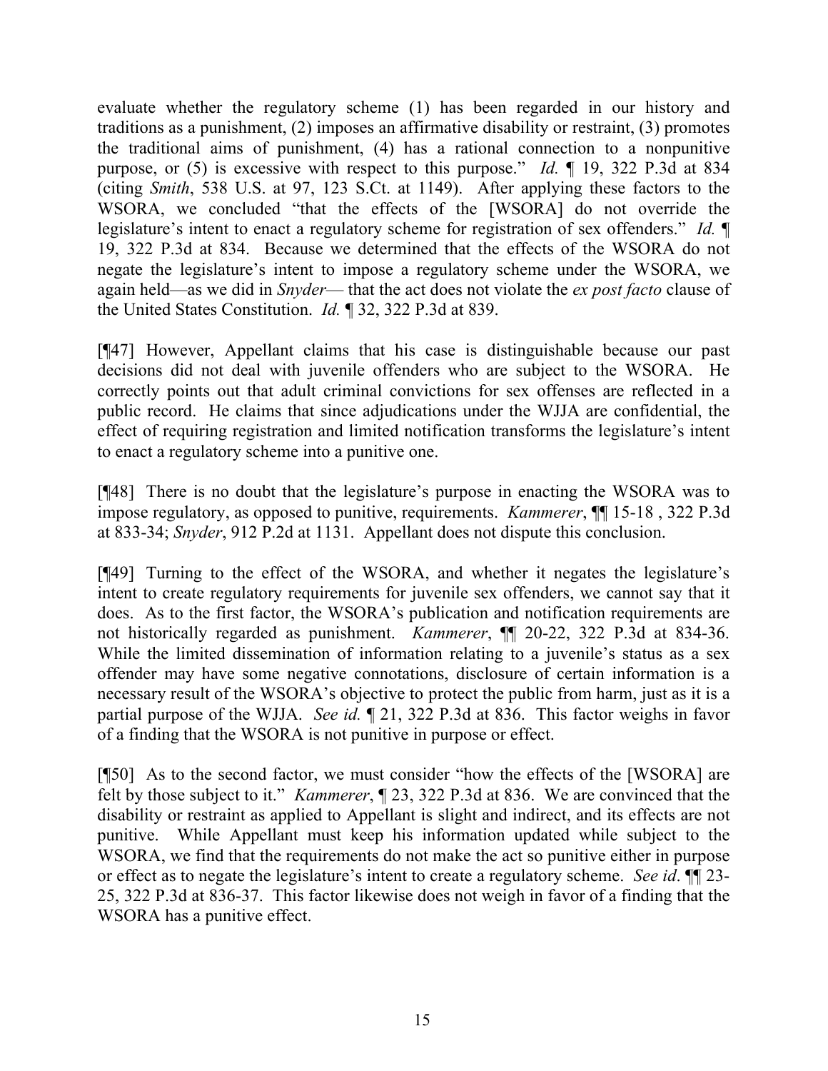evaluate whether the regulatory scheme (1) has been regarded in our history and traditions as a punishment, (2) imposes an affirmative disability or restraint, (3) promotes the traditional aims of punishment, (4) has a rational connection to a nonpunitive purpose, or (5) is excessive with respect to this purpose." *Id.* ¶ 19, 322 P.3d at 834 (citing *Smith*, 538 U.S. at 97, 123 S.Ct. at 1149). After applying these factors to the WSORA, we concluded "that the effects of the [WSORA] do not override the legislature's intent to enact a regulatory scheme for registration of sex offenders." *Id.* ¶ 19, 322 P.3d at 834. Because we determined that the effects of the WSORA do not negate the legislature's intent to impose a regulatory scheme under the WSORA, we again held—as we did in *Snyder*— that the act does not violate the *ex post facto* clause of the United States Constitution. *Id.* ¶ 32, 322 P.3d at 839.

[¶47] However, Appellant claims that his case is distinguishable because our past decisions did not deal with juvenile offenders who are subject to the WSORA. He correctly points out that adult criminal convictions for sex offenses are reflected in a public record. He claims that since adjudications under the WJJA are confidential, the effect of requiring registration and limited notification transforms the legislature's intent to enact a regulatory scheme into a punitive one.

[¶48] There is no doubt that the legislature's purpose in enacting the WSORA was to impose regulatory, as opposed to punitive, requirements. *Kammerer*, ¶¶ 15-18 , 322 P.3d at 833-34; *Snyder*, 912 P.2d at 1131. Appellant does not dispute this conclusion.

[¶49] Turning to the effect of the WSORA, and whether it negates the legislature's intent to create regulatory requirements for juvenile sex offenders, we cannot say that it does. As to the first factor, the WSORA's publication and notification requirements are not historically regarded as punishment. *Kammerer*, ¶¶ 20-22, 322 P.3d at 834-36. While the limited dissemination of information relating to a juvenile's status as a sex offender may have some negative connotations, disclosure of certain information is a necessary result of the WSORA's objective to protect the public from harm, just as it is a partial purpose of the WJJA. *See id.* ¶ 21, 322 P.3d at 836. This factor weighs in favor of a finding that the WSORA is not punitive in purpose or effect.

[¶50] As to the second factor, we must consider "how the effects of the [WSORA] are felt by those subject to it." *Kammerer*, ¶ 23, 322 P.3d at 836. We are convinced that the disability or restraint as applied to Appellant is slight and indirect, and its effects are not punitive. While Appellant must keep his information updated while subject to the WSORA, we find that the requirements do not make the act so punitive either in purpose or effect as to negate the legislature's intent to create a regulatory scheme. *See id*. ¶¶ 23-25, 322 P.3d at 836-37. This factor likewise does not weigh in favor of a finding that the WSORA has a punitive effect.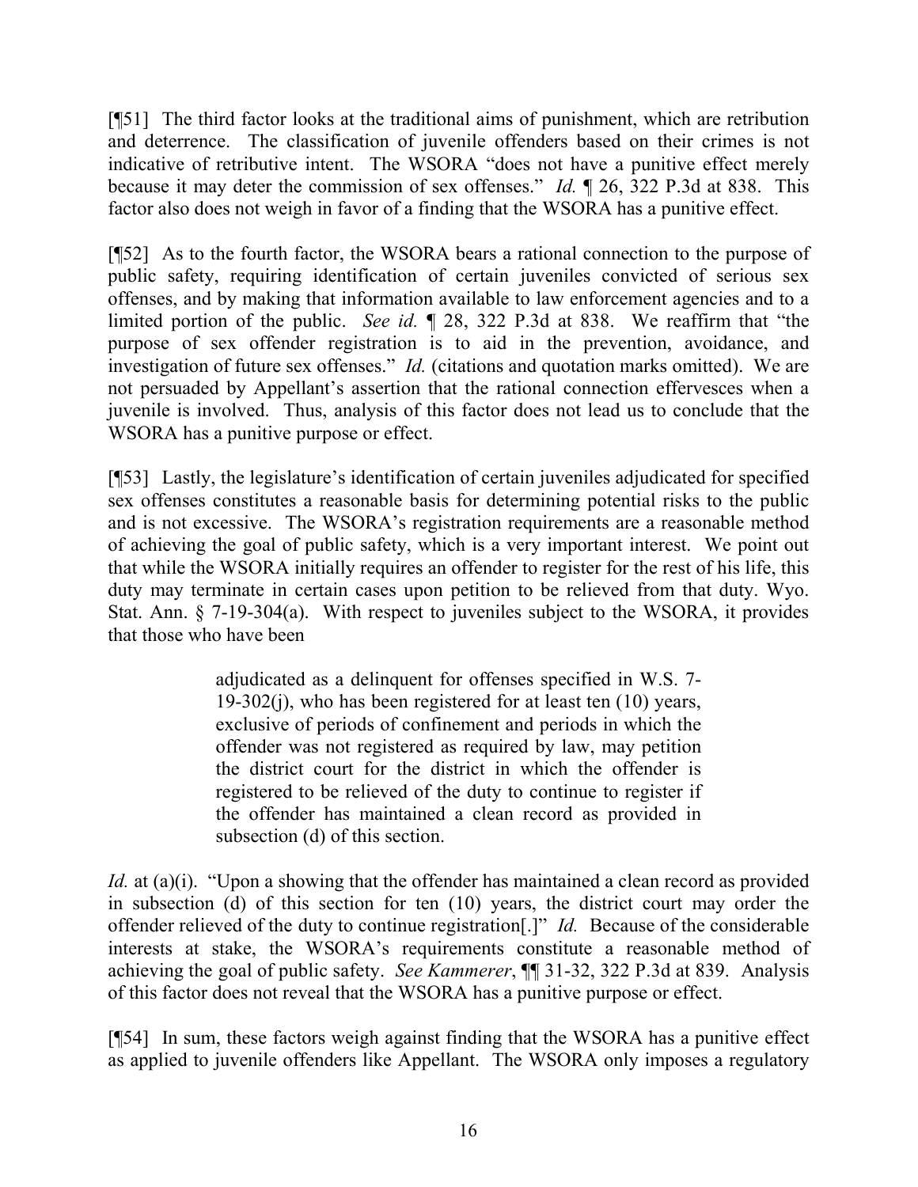[¶51] The third factor looks at the traditional aims of punishment, which are retribution and deterrence. The classification of juvenile offenders based on their crimes is not indicative of retributive intent. The WSORA "does not have a punitive effect merely because it may deter the commission of sex offenses." *Id.* ¶ 26, 322 P.3d at 838. This factor also does not weigh in favor of a finding that the WSORA has a punitive effect.

[¶52] As to the fourth factor, the WSORA bears a rational connection to the purpose of public safety, requiring identification of certain juveniles convicted of serious sex offenses, and by making that information available to law enforcement agencies and to a limited portion of the public. *See id.* ¶ 28, 322 P.3d at 838. We reaffirm that "the purpose of sex offender registration is to aid in the prevention, avoidance, and investigation of future sex offenses." *Id.* (citations and quotation marks omitted). We are not persuaded by Appellant's assertion that the rational connection effervesces when a juvenile is involved. Thus, analysis of this factor does not lead us to conclude that the WSORA has a punitive purpose or effect.

[¶53] Lastly, the legislature's identification of certain juveniles adjudicated for specified sex offenses constitutes a reasonable basis for determining potential risks to the public and is not excessive. The WSORA's registration requirements are a reasonable method of achieving the goal of public safety, which is a very important interest. We point out that while the WSORA initially requires an offender to register for the rest of his life, this duty may terminate in certain cases upon petition to be relieved from that duty. Wyo. Stat. Ann. § 7-19-304(a). With respect to juveniles subject to the WSORA, it provides that those who have been

> adjudicated as a delinquent for offenses specified in W.S. 7-19-302(j), who has been registered for at least ten (10) years, exclusive of periods of confinement and periods in which the offender was not registered as required by law, may petition the district court for the district in which the offender is registered to be relieved of the duty to continue to register if the offender has maintained a clean record as provided in subsection (d) of this section.

*Id.* at (a)(i). "Upon a showing that the offender has maintained a clean record as provided in subsection (d) of this section for ten (10) years, the district court may order the offender relieved of the duty to continue registration[.]" *Id.* Because of the considerable interests at stake, the WSORA's requirements constitute a reasonable method of achieving the goal of public safety. *See Kammerer*, ¶¶ 31-32, 322 P.3d at 839. Analysis of this factor does not reveal that the WSORA has a punitive purpose or effect.

[¶54] In sum, these factors weigh against finding that the WSORA has a punitive effect as applied to juvenile offenders like Appellant. The WSORA only imposes a regulatory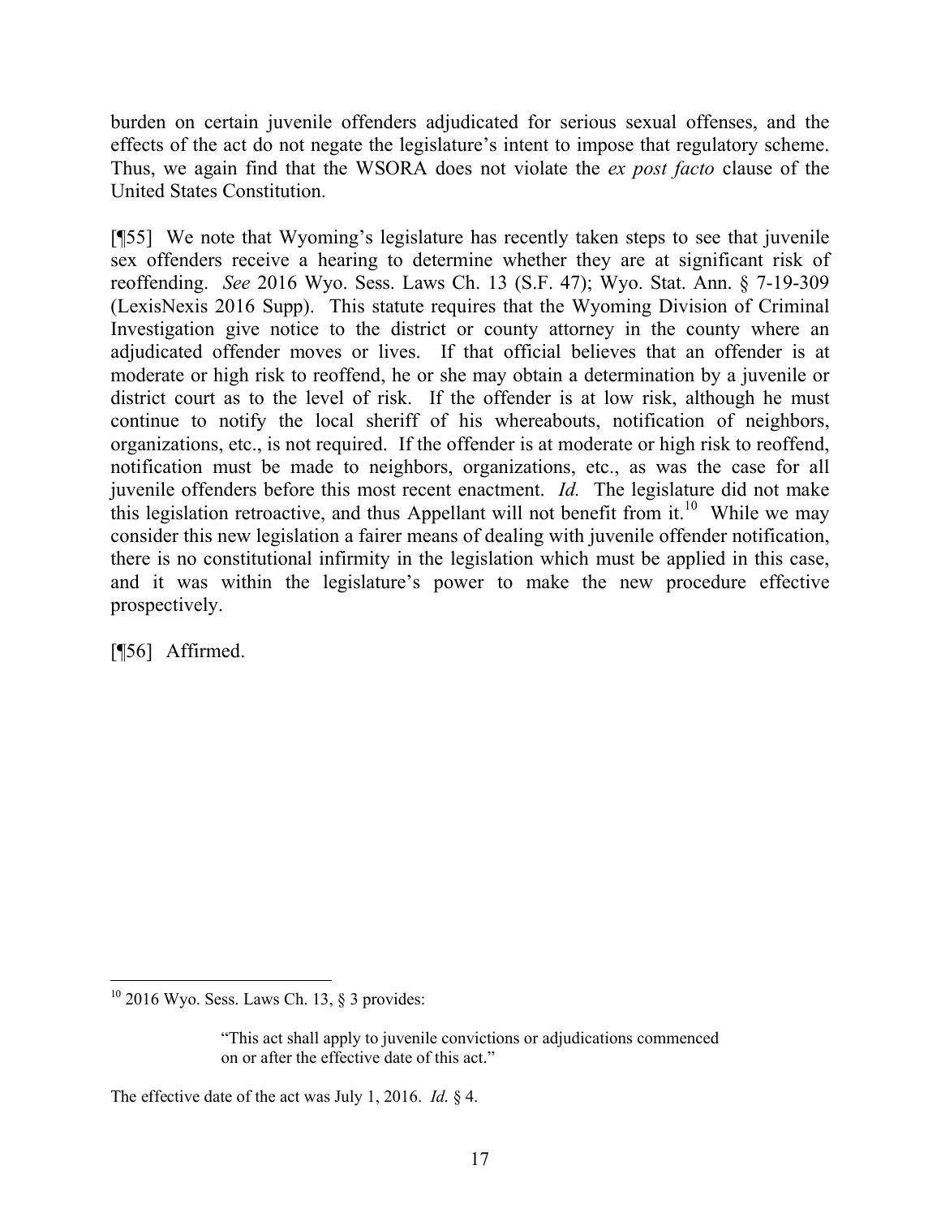burden on certain juvenile offenders adjudicated for serious sexual offenses, and the effects of the act do not negate the legislature's intent to impose that regulatory scheme. Thus, we again find that the WSORA does not violate the *ex post facto* clause of the United States Constitution.

[¶55] We note that Wyoming's legislature has recently taken steps to see that juvenile sex offenders receive a hearing to determine whether they are at significant risk of reoffending. *See* 2016 Wyo. Sess. Laws Ch. 13 (S.F. 47); Wyo. Stat. Ann. § 7-19-309 (LexisNexis 2016 Supp). This statute requires that the Wyoming Division of Criminal Investigation give notice to the district or county attorney in the county where an adjudicated offender moves or lives. If that official believes that an offender is at moderate or high risk to reoffend, he or she may obtain a determination by a juvenile or district court as to the level of risk. If the offender is at low risk, although he must continue to notify the local sheriff of his whereabouts, notification of neighbors, organizations, etc., is not required. If the offender is at moderate or high risk to reoffend, notification must be made to neighbors, organizations, etc., as was the case for all juvenile offenders before this most recent enactment. *Id.* The legislature did not make this legislation retroactive, and thus Appellant will not benefit from it.[10] While we may consider this new legislation a fairer means of dealing with juvenile offender notification, there is no constitutional infirmity in the legislation which must be applied in this case, and it was within the legislature's power to make the new procedure effective prospectively.

[¶56] Affirmed.

---

[10] 2016 Wyo. Sess. Laws Ch. 13, § 3 provides:

> "This act shall apply to juvenile convictions or adjudications commenced on or after the effective date of this act."

The effective date of the act was July 1, 2016. *Id.* § 4.